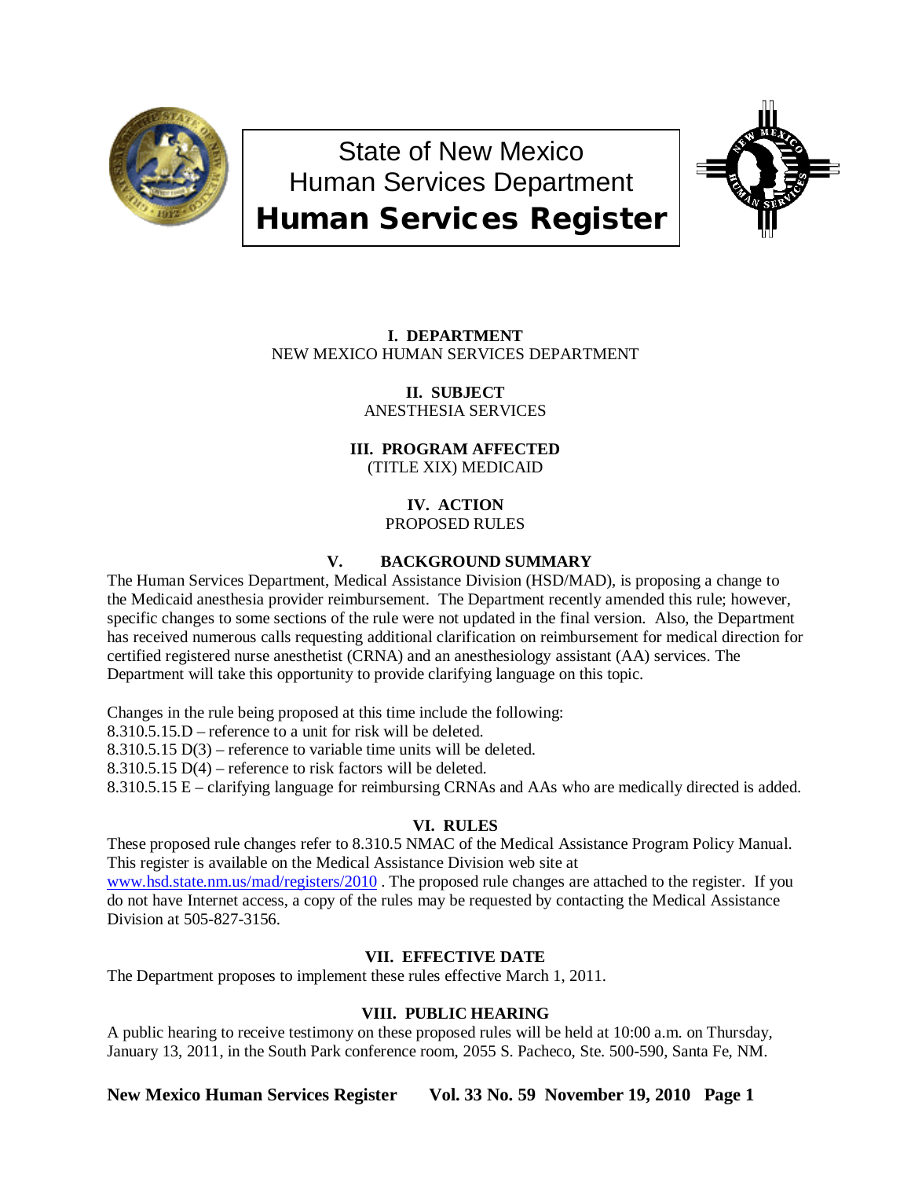# State of New Mexico
# Human Services Department
# Human Services Register

**I. DEPARTMENT**
NEW MEXICO HUMAN SERVICES DEPARTMENT

**II. SUBJECT**
ANESTHESIA SERVICES

**III. PROGRAM AFFECTED**
(TITLE XIX) MEDICAID

**IV. ACTION**
PROPOSED RULES

**V. BACKGROUND SUMMARY**

The Human Services Department, Medical Assistance Division (HSD/MAD), is proposing a change to the Medicaid anesthesia provider reimbursement. The Department recently amended this rule; however, specific changes to some sections of the rule were not updated in the final version. Also, the Department has received numerous calls requesting additional clarification on reimbursement for medical direction for certified registered nurse anesthetist (CRNA) and an anesthesiology assistant (AA) services. The Department will take this opportunity to provide clarifying language on this topic.

Changes in the rule being proposed at this time include the following:
8.310.5.15.D – reference to a unit for risk will be deleted.
8.310.5.15 D(3) – reference to variable time units will be deleted.
8.310.5.15 D(4) – reference to risk factors will be deleted.
8.310.5.15 E – clarifying language for reimbursing CRNAs and AAs who are medically directed is added.

**VI. RULES**

These proposed rule changes refer to 8.310.5 NMAC of the Medical Assistance Program Policy Manual. This register is available on the Medical Assistance Division web site at [www.hsd.state.nm.us/mad/registers/2010](www.hsd.state.nm.us/mad/registers/2010) . The proposed rule changes are attached to the register. If you do not have Internet access, a copy of the rules may be requested by contacting the Medical Assistance Division at 505-827-3156.

**VII. EFFECTIVE DATE**

The Department proposes to implement these rules effective March 1, 2011.

**VIII. PUBLIC HEARING**

A public hearing to receive testimony on these proposed rules will be held at 10:00 a.m. on Thursday, January 13, 2011, in the South Park conference room, 2055 S. Pacheco, Ste. 500-590, Santa Fe, NM.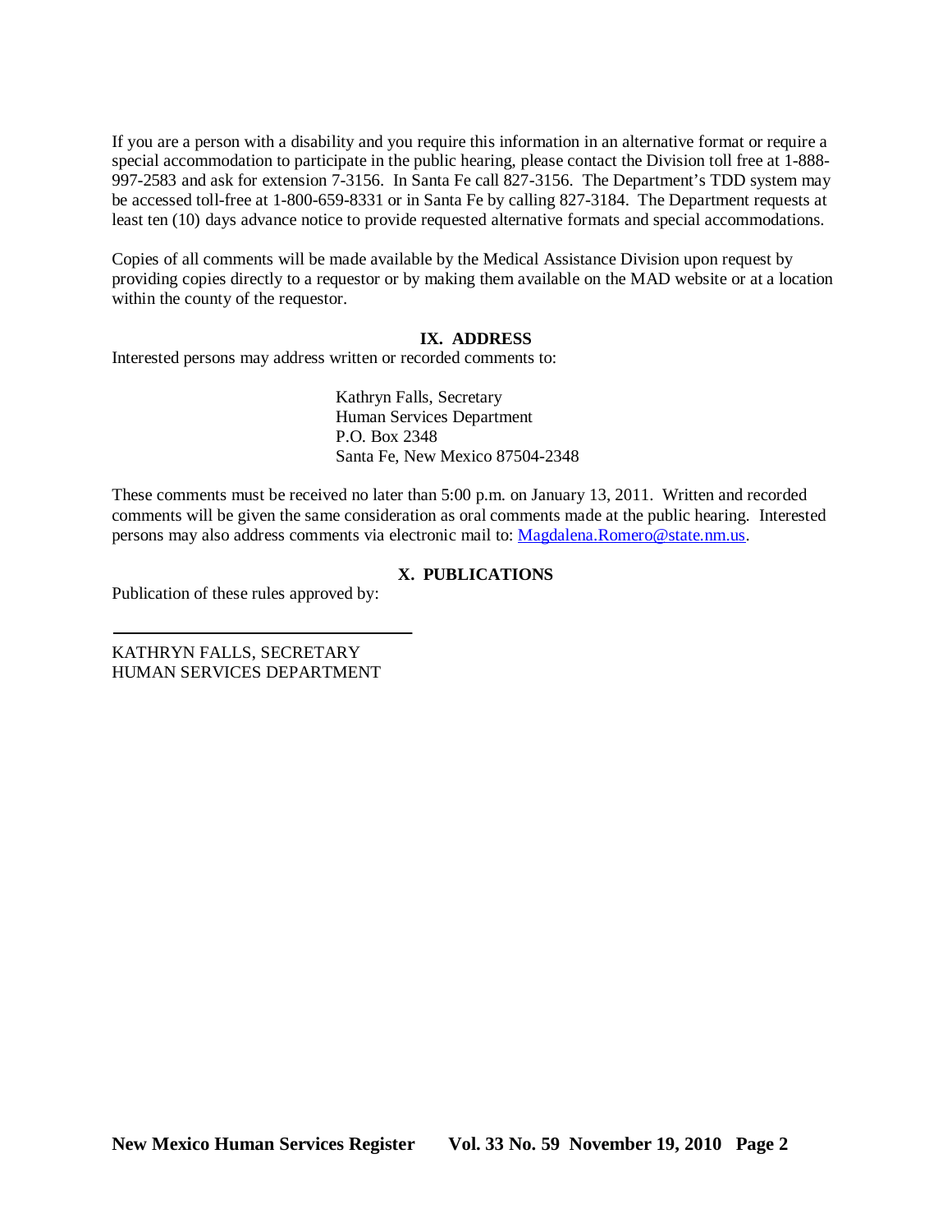If you are a person with a disability and you require this information in an alternative format or require a special accommodation to participate in the public hearing, please contact the Division toll free at 1-888-997-2583 and ask for extension 7-3156. In Santa Fe call 827-3156. The Department's TDD system may be accessed toll-free at 1-800-659-8331 or in Santa Fe by calling 827-3184. The Department requests at least ten (10) days advance notice to provide requested alternative formats and special accommodations.

Copies of all comments will be made available by the Medical Assistance Division upon request by providing copies directly to a requestor or by making them available on the MAD website or at a location within the county of the requestor.

## IX. ADDRESS

Interested persons may address written or recorded comments to:

Kathryn Falls, Secretary
Human Services Department
P.O. Box 2348
Santa Fe, New Mexico 87504-2348

These comments must be received no later than 5:00 p.m. on January 13, 2011. Written and recorded comments will be given the same consideration as oral comments made at the public hearing. Interested persons may also address comments via electronic mail to: Magdalena.Romero@state.nm.us.

## X. PUBLICATIONS

Publication of these rules approved by:

\_\_\_\_\_\_\_\_\_\_\_\_\_\_\_\_\_\_\_\_\_\_\_\_\_\_\_\_\_\_\_\_\_\_\_\_

KATHRYN FALLS, SECRETARY
HUMAN SERVICES DEPARTMENT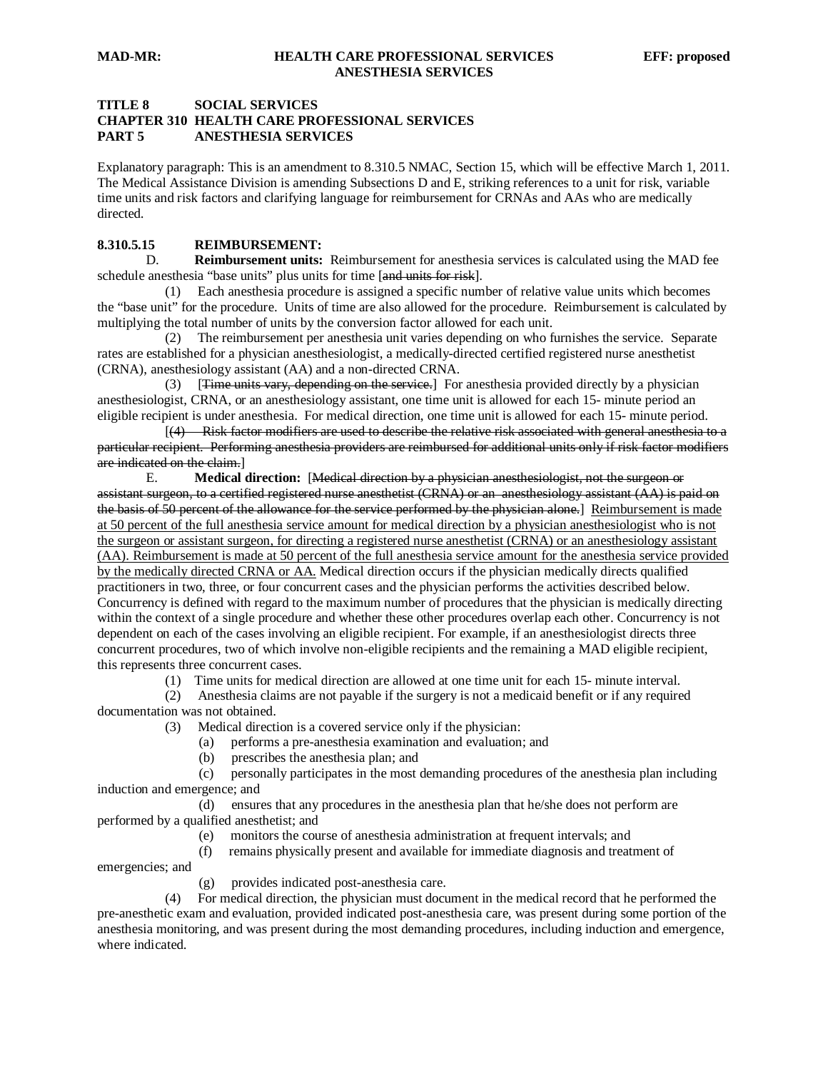**TITLE 8 SOCIAL SERVICES**
**CHAPTER 310 HEALTH CARE PROFESSIONAL SERVICES**
**PART 5 ANESTHESIA SERVICES**

Explanatory paragraph: This is an amendment to 8.310.5 NMAC, Section 15, which will be effective March 1, 2011. The Medical Assistance Division is amending Subsections D and E, striking references to a unit for risk, variable time units and risk factors and clarifying language for reimbursement for CRNAs and AAs who are medically directed.

**8.310.5.15 REIMBURSEMENT:**

D. **Reimbursement units:** Reimbursement for anesthesia services is calculated using the MAD fee schedule anesthesia "base units" plus units for time [~~and units for risk~~].

(1) Each anesthesia procedure is assigned a specific number of relative value units which becomes the "base unit" for the procedure. Units of time are also allowed for the procedure. Reimbursement is calculated by multiplying the total number of units by the conversion factor allowed for each unit.

(2) The reimbursement per anesthesia unit varies depending on who furnishes the service. Separate rates are established for a physician anesthesiologist, a medically-directed certified registered nurse anesthetist (CRNA), anesthesiology assistant (AA) and a non-directed CRNA.

(3) [~~Time units vary, depending on the service.~~] For anesthesia provided directly by a physician anesthesiologist, CRNA, or an anesthesiology assistant, one time unit is allowed for each 15- minute period an eligible recipient is under anesthesia. For medical direction, one time unit is allowed for each 15- minute period.

[~~(4) Risk factor modifiers are used to describe the relative risk associated with general anesthesia to a particular recipient. Performing anesthesia providers are reimbursed for additional units only if risk factor modifiers are indicated on the claim.~~]

E. **Medical direction:** [~~Medical direction by a physician anesthesiologist, not the surgeon or assistant surgeon, to a certified registered nurse anesthetist (CRNA) or an anesthesiology assistant (AA) is paid on the basis of 50 percent of the allowance for the service performed by the physician alone.~~] <u>Reimbursement is made at 50 percent of the full anesthesia service amount for medical direction by a physician anesthesiologist who is not the surgeon or assistant surgeon, for directing a registered nurse anesthetist (CRNA) or an anesthesiology assistant (AA). Reimbursement is made at 50 percent of the full anesthesia service amount for the anesthesia service provided by the medically directed CRNA or AA.</u> Medical direction occurs if the physician medically directs qualified practitioners in two, three, or four concurrent cases and the physician performs the activities described below. Concurrency is defined with regard to the maximum number of procedures that the physician is medically directing within the context of a single procedure and whether these other procedures overlap each other. Concurrency is not dependent on each of the cases involving an eligible recipient. For example, if an anesthesiologist directs three concurrent procedures, two of which involve non-eligible recipients and the remaining a MAD eligible recipient, this represents three concurrent cases.

(1) Time units for medical direction are allowed at one time unit for each 15- minute interval.

(2) Anesthesia claims are not payable if the surgery is not a medicaid benefit or if any required documentation was not obtained.

(3) Medical direction is a covered service only if the physician:

(a) performs a pre-anesthesia examination and evaluation; and

(b) prescribes the anesthesia plan; and

(c) personally participates in the most demanding procedures of the anesthesia plan including induction and emergence; and

(d) ensures that any procedures in the anesthesia plan that he/she does not perform are performed by a qualified anesthetist; and

(e) monitors the course of anesthesia administration at frequent intervals; and

(f) remains physically present and available for immediate diagnosis and treatment of emergencies; and

(g) provides indicated post-anesthesia care.

(4) For medical direction, the physician must document in the medical record that he performed the pre-anesthetic exam and evaluation, provided indicated post-anesthesia care, was present during some portion of the anesthesia monitoring, and was present during the most demanding procedures, including induction and emergence, where indicated.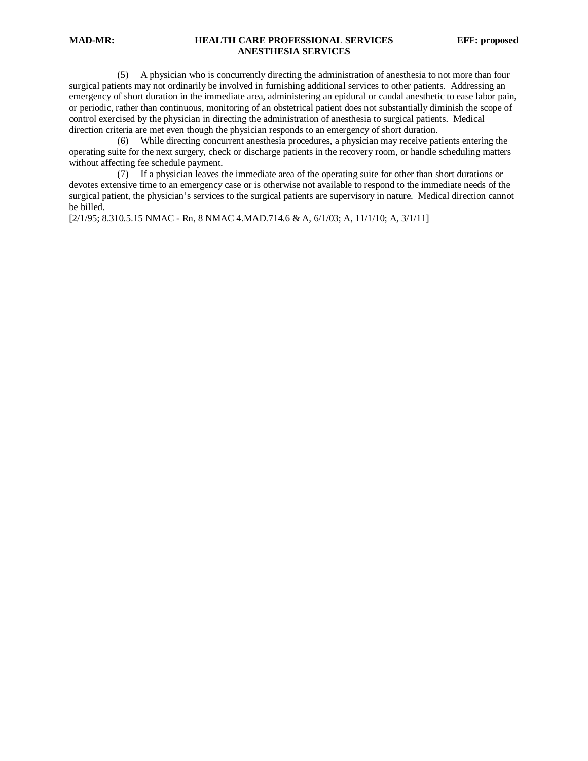(5) A physician who is concurrently directing the administration of anesthesia to not more than four surgical patients may not ordinarily be involved in furnishing additional services to other patients. Addressing an emergency of short duration in the immediate area, administering an epidural or caudal anesthetic to ease labor pain, or periodic, rather than continuous, monitoring of an obstetrical patient does not substantially diminish the scope of control exercised by the physician in directing the administration of anesthesia to surgical patients. Medical direction criteria are met even though the physician responds to an emergency of short duration.

(6) While directing concurrent anesthesia procedures, a physician may receive patients entering the operating suite for the next surgery, check or discharge patients in the recovery room, or handle scheduling matters without affecting fee schedule payment.

(7) If a physician leaves the immediate area of the operating suite for other than short durations or devotes extensive time to an emergency case or is otherwise not available to respond to the immediate needs of the surgical patient, the physician's services to the surgical patients are supervisory in nature. Medical direction cannot be billed.

[2/1/95; 8.310.5.15 NMAC - Rn, 8 NMAC 4.MAD.714.6 & A, 6/1/03; A, 11/1/10; A, 3/1/11]